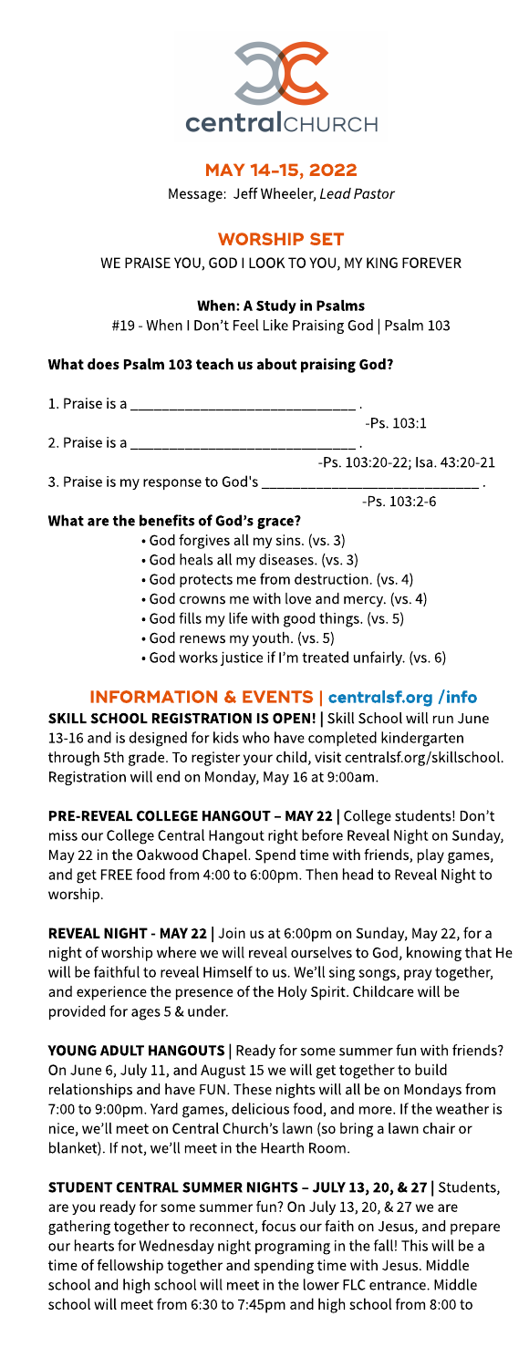centralCHURCH

## MAY 14-15, 2022

Message: Jeff Wheeler, *Lead Pastor*

## WORSHIP SET

WE PRAISE YOU, GOD I LOOK TO YOU, MY KING FOREVER

**When: A Study in Psalms**

#19 - When I Don't Feel Like Praising God | Psalm 103

### What does Psalm 103 teach us about praising God?

1. Praise is a ___________________________ .
   -Ps. 103:1
2. Praise is a ___________________________ .
   -Ps. 103:20-22; Isa. 43:20-21
3. Praise is my response to God's ___________________________ .
   -Ps. 103:2-6

### What are the benefits of God's grace?

- God forgives all my sins. (vs. 3)
- God heals all my diseases. (vs. 3)
- God protects me from destruction. (vs. 4)
- God crowns me with love and mercy. (vs. 4)
- God fills my life with good things. (vs. 5)
- God renews my youth. (vs. 5)
- God works justice if I'm treated unfairly. (vs. 6)

## INFORMATION & EVENTS | centralsf.org /info

**SKILL SCHOOL REGISTRATION IS OPEN! |** Skill School will run June 13-16 and is designed for kids who have completed kindergarten through 5th grade. To register your child, visit centralsf.org/skillschool. Registration will end on Monday, May 16 at 9:00am.

**PRE-REVEAL COLLEGE HANGOUT – MAY 22 |** College students! Don't miss our College Central Hangout right before Reveal Night on Sunday, May 22 in the Oakwood Chapel. Spend time with friends, play games, and get FREE food from 4:00 to 6:00pm. Then head to Reveal Night to worship.

**REVEAL NIGHT - MAY 22 |** Join us at 6:00pm on Sunday, May 22, for a night of worship where we will reveal ourselves to God, knowing that He will be faithful to reveal Himself to us. We'll sing songs, pray together, and experience the presence of the Holy Spirit. Childcare will be provided for ages 5 & under.

**YOUNG ADULT HANGOUTS |** Ready for some summer fun with friends? On June 6, July 11, and August 15 we will get together to build relationships and have FUN. These nights will all be on Mondays from 7:00 to 9:00pm. Yard games, delicious food, and more. If the weather is nice, we'll meet on Central Church's lawn (so bring a lawn chair or blanket). If not, we'll meet in the Hearth Room.

**STUDENT CENTRAL SUMMER NIGHTS – JULY 13, 20, & 27 |** Students, are you ready for some summer fun? On July 13, 20, & 27 we are gathering together to reconnect, focus our faith on Jesus, and prepare our hearts for Wednesday night programing in the fall! This will be a time of fellowship together and spending time with Jesus. Middle school and high school will meet in the lower FLC entrance. Middle school will meet from 6:30 to 7:45pm and high school from 8:00 to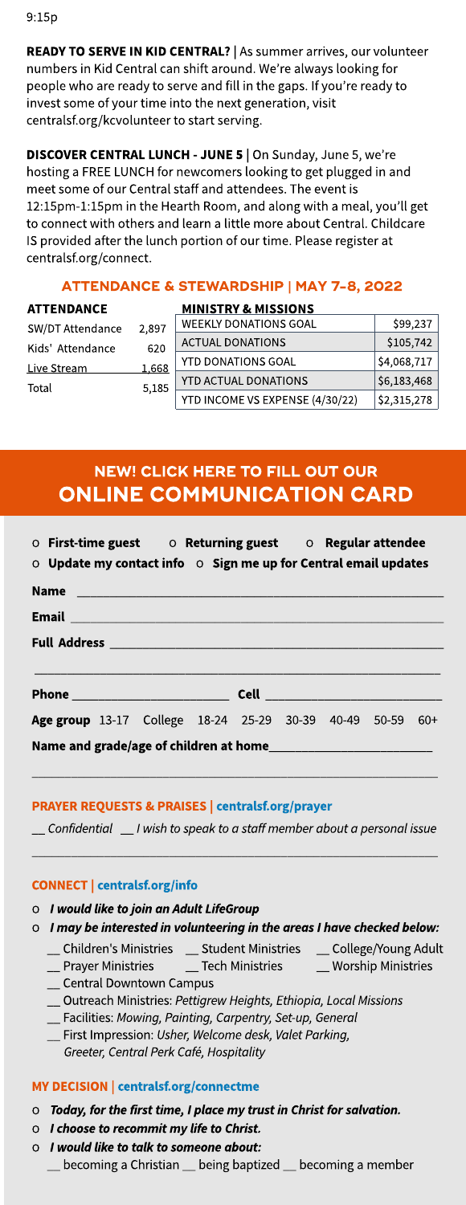9:15p

**READY TO SERVE IN KID CENTRAL?** | As summer arrives, our volunteer numbers in Kid Central can shift around. We're always looking for people who are ready to serve and fill in the gaps. If you're ready to invest some of your time into the next generation, visit centralsf.org/kcvolunteer to start serving.

**DISCOVER CENTRAL LUNCH - JUNE 5** | On Sunday, June 5, we're hosting a FREE LUNCH for newcomers looking to get plugged in and meet some of our Central staff and attendees. The event is 12:15pm-1:15pm in the Hearth Room, and along with a meal, you'll get to connect with others and learn a little more about Central. Childcare IS provided after the lunch portion of our time. Please register at centralsf.org/connect.

## ATTENDANCE & STEWARDSHIP | MAY 7-8, 2022

| ATTENDANCE | |
|---|---|
| SW/DT Attendance | 2,897 |
| Kids' Attendance | 620 |
| Live Stream | 1,668 |
| Total | 5,185 |

| MINISTRY & MISSIONS | |
|---|---|
| WEEKLY DONATIONS GOAL | $99,237 |
| ACTUAL DONATIONS | $105,742 |
| YTD DONATIONS GOAL | $4,068,717 |
| YTD ACTUAL DONATIONS | $6,183,468 |
| YTD INCOME VS EXPENSE (4/30/22) | $2,315,278 |

## NEW! CLICK HERE TO FILL OUT OUR ONLINE COMMUNICATION CARD

○ **First-time guest** ○ **Returning guest** ○ **Regular attendee**
○ **Update my contact info** ○ **Sign me up for Central email updates**

**Name** ____________________

**Email** ____________________

**Full Address** ____________________

____________________

**Phone** ____________ **Cell** ____________

**Age group** 13-17 College 18-24 25-29 30-39 40-49 50-59 60+

**Name and grade/age of children at home**____________________

____________________

### PRAYER REQUESTS & PRAISES | centralsf.org/prayer

__ *Confidential* __ *I wish to speak to a staff member about a personal issue*

____________________

### CONNECT | centralsf.org/info

○ ***I would like to join an Adult LifeGroup***
○ ***I may be interested in volunteering in the areas I have checked below:***

__ Children's Ministries __ Student Ministries __ College/Young Adult
__ Prayer Ministries __ Tech Ministries __ Worship Ministries
__ Central Downtown Campus
__ Outreach Ministries: *Pettigrew Heights, Ethiopia, Local Missions*
__ Facilities: *Mowing, Painting, Carpentry, Set-up, General*
__ First Impression: *Usher, Welcome desk, Valet Parking, Greeter, Central Perk Café, Hospitality*

### MY DECISION | centralsf.org/connectme

○ ***Today, for the first time, I place my trust in Christ for salvation.***
○ ***I choose to recommit my life to Christ.***
○ ***I would like to talk to someone about:***

__ becoming a Christian __ being baptized __ becoming a member